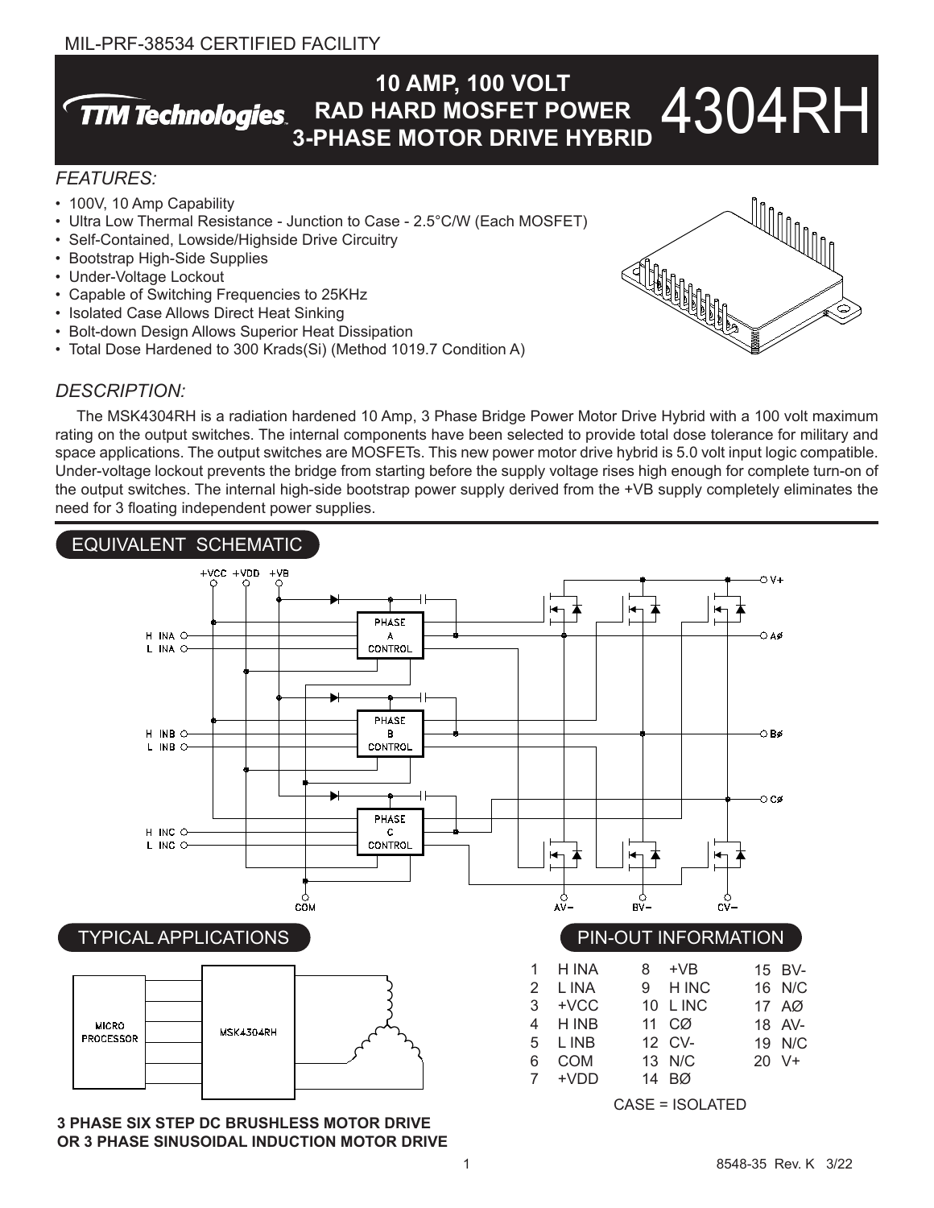MIL-PRF-38534 CERTIFIED FACILITY

# 10 AMP, 100 VOLT RAD HARD MOSFET POWER 3-PHASE MOTOR DRIVE HYBRID

# 4304RH

TTM Technologies

## FEATURES:

- 100V, 10 Amp Capability
- Ultra Low Thermal Resistance - Junction to Case - 2.5°C/W (Each MOSFET)
- Self-Contained, Lowside/Highside Drive Circuitry
- Bootstrap High-Side Supplies
- Under-Voltage Lockout
- Capable of Switching Frequencies to 25KHz
- Isolated Case Allows Direct Heat Sinking
- Bolt-down Design Allows Superior Heat Dissipation
- Total Dose Hardened to 300 Krads(Si) (Method 1019.7 Condition A)

## DESCRIPTION:

The MSK4304RH is a radiation hardened 10 Amp, 3 Phase Bridge Power Motor Drive Hybrid with a 100 volt maximum rating on the output switches. The internal components have been selected to provide total dose tolerance for military and space applications. The output switches are MOSFETs. This new power motor drive hybrid is 5.0 volt input logic compatible. Under-voltage lockout prevents the bridge from starting before the supply voltage rises high enough for complete turn-on of the output switches. The internal high-side bootstrap power supply derived from the +VB supply completely eliminates the need for 3 floating independent power supplies.

## EQUIVALENT SCHEMATIC

## TYPICAL APPLICATIONS

3 PHASE SIX STEP DC BRUSHLESS MOTOR DRIVE
OR 3 PHASE SINUSOIDAL INDUCTION MOTOR DRIVE

## PIN-OUT INFORMATION

| Pin | Function | Pin | Function | Pin | Function |
|---|---|---|---|---|---|
| 1 | H INA | 8 | +VB | 15 | BV- |
| 2 | L INA | 9 | H INC | 16 | N/C |
| 3 | +VCC | 10 | L INC | 17 | AØ |
| 4 | H INB | 11 | CØ | 18 | AV- |
| 5 | L INB | 12 | CV- | 19 | N/C |
| 6 | COM | 13 | N/C | 20 | V+ |
| 7 | +VDD | 14 | BØ | | |

CASE = ISOLATED

8548-35 Rev. K 3/22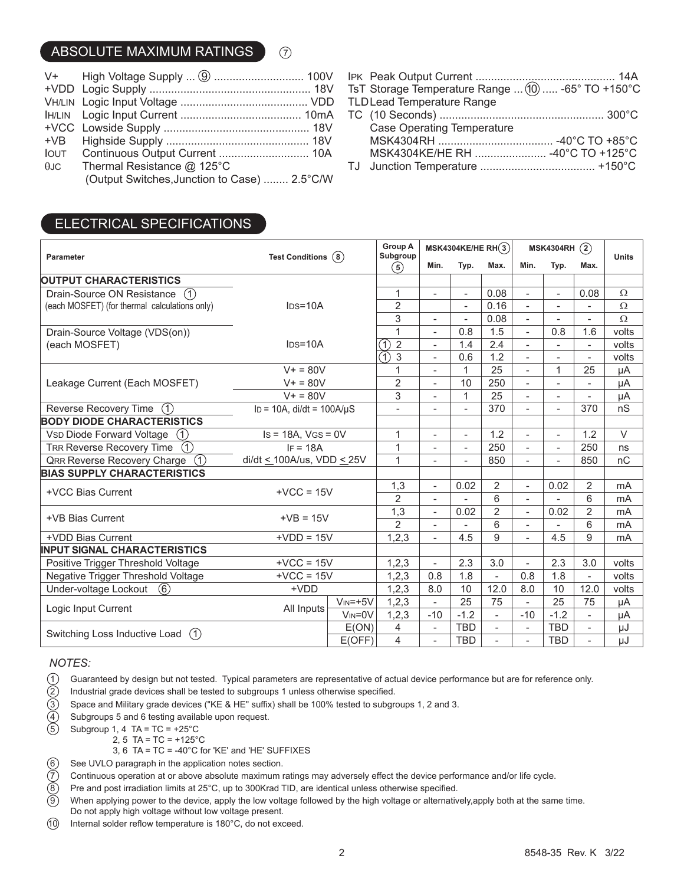## ABSOLUTE MAXIMUM RATINGS ⑦

| | | |
|---|---|---|
| V+ | High Voltage Supply ⑨ | 100V |
| +VDD | Logic Supply | 18V |
| VH/LIN | Logic Input Voltage | VDD |
| IH/LIN | Logic Input Current | 10mA |
| +VCC | Lowside Supply | 18V |
| +VB | Highside Supply | 18V |
| IOUT | Continuous Output Current | 10A |
| θJC | Thermal Resistance @ 125°C (Output Switches,Junction to Case) | 2.5°C/W |
| IPK | Peak Output Current | 14A |
| TST | Storage Temperature Range ⑩ | -65° TO +150°C |
| TLD | Lead Temperature Range (10 Seconds) | 300°C |
| TC | Case Operating Temperature | |
| | MSK4304RH | -40°C TO +85°C |
| | MSK4304KE/HE RH | -40°C TO +125°C |
| TJ | Junction Temperature | +150°C |

## ELECTRICAL SPECIFICATIONS

| Parameter | Test Conditions ⑧ | | Group A Subgroup ⑤ | MSK4304KE/HE RH ③ Min. | Typ. | Max. | MSK4304RH ② Min. | Typ. | Max. | Units |
|---|---|---|---|---|---|---|---|---|---|---|
| **OUTPUT CHARACTERISTICS** | | | | | | | | | | |
| Drain-Source ON Resistance ① (each MOSFET) (for thermal calculations only) | IDS=10A | | 1 | - | - | 0.08 | - | - | 0.08 | Ω |
| | | | 2 | | - | 0.16 | - | - | - | Ω |
| | | | 3 | - | - | 0.08 | - | - | - | Ω |
| Drain-Source Voltage (VDS(on)) (each MOSFET) | IDS=10A | | 1 | - | 0.8 | 1.5 | - | 0.8 | 1.6 | volts |
| | | | ① 2 | - | 1.4 | 2.4 | - | - | - | volts |
| | | | ① 3 | - | 0.6 | 1.2 | - | - | - | volts |
| Leakage Current (Each MOSFET) | V+ = 80V | | 1 | - | 1 | 25 | - | 1 | 25 | μA |
| | V+ = 80V | | 2 | - | 10 | 250 | - | - | - | μA |
| | V+ = 80V | | 3 | - | 1 | 25 | - | - | - | μA |
| Reverse Recovery Time ① | ID = 10A, di/dt = 100A/μS | | - | - | - | 370 | - | - | 370 | nS |
| **BODY DIODE CHARACTERISTICS** | | | | | | | | | | |
| VSD Diode Forward Voltage ① | IS = 18A, VGS = 0V | | 1 | - | - | 1.2 | - | - | 1.2 | V |
| TRR Reverse Recovery Time ① | IF = 18A | | 1 | - | - | 250 | - | - | 250 | ns |
| QRR Reverse Recovery Charge ① | di/dt ≤ 100A/us, VDD ≤ 25V | | 1 | - | - | 850 | - | - | 850 | nC |
| **BIAS SUPPLY CHARACTERISTICS** | | | | | | | | | | |
| +VCC Bias Current | +VCC = 15V | | 1,3 | - | 0.02 | 2 | - | 0.02 | 2 | mA |
| | | | 2 | - | - | 6 | - | - | 6 | mA |
| +VB Bias Current | +VB = 15V | | 1,3 | - | 0.02 | 2 | - | 0.02 | 2 | mA |
| | | | 2 | - | - | 6 | - | - | 6 | mA |
| +VDD Bias Current | +VDD = 15V | | 1,2,3 | - | 4.5 | 9 | - | 4.5 | 9 | mA |
| **INPUT SIGNAL CHARACTERISTICS** | | | | | | | | | | |
| Positive Trigger Threshold Voltage | +VCC = 15V | | 1,2,3 | - | 2.3 | 3.0 | - | 2.3 | 3.0 | volts |
| Negative Trigger Threshold Voltage | +VCC = 15V | | 1,2,3 | 0.8 | 1.8 | - | 0.8 | 1.8 | - | volts |
| Under-voltage Lockout ⑥ | +VDD | | 1,2,3 | 8.0 | 10 | 12.0 | 8.0 | 10 | 12.0 | volts |
| Logic Input Current | All Inputs | VIN=+5V | 1,2,3 | - | 25 | 75 | - | 25 | 75 | μA |
| | | VIN=0V | 1,2,3 | -10 | -1.2 | - | -10 | -1.2 | - | μA |
| Switching Loss Inductive Load ① | | E(ON) | 4 | - | TBD | - | - | TBD | - | μJ |
| | | E(OFF) | 4 | - | TBD | - | - | TBD | - | μJ |

*NOTES:*

1. Guaranteed by design but not tested. Typical parameters are representative of actual device performance but are for reference only.
2. Industrial grade devices shall be tested to subgroups 1 unless otherwise specified.
3. Space and Military grade devices ("KE & HE" suffix) shall be 100% tested to subgroups 1, 2 and 3.
4. Subgroups 5 and 6 testing available upon request.
5. Subgroup 1, 4 TA = TC = +25°C
   2, 5 TA = TC = +125°C
   3, 6 TA = TC = -40°C for 'KE' and 'HE' SUFFIXES
6. See UVLO paragraph in the application notes section.
7. Continuous operation at or above absolute maximum ratings may adversely effect the device performance and/or life cycle.
8. Pre and post irradiation limits at 25°C, up to 300Krad TID, are identical unless otherwise specified.
9. When applying power to the device, apply the low voltage followed by the high voltage or alternatively,apply both at the same time. Do not apply high voltage without low voltage present.
10. Internal solder reflow temperature is 180°C, do not exceed.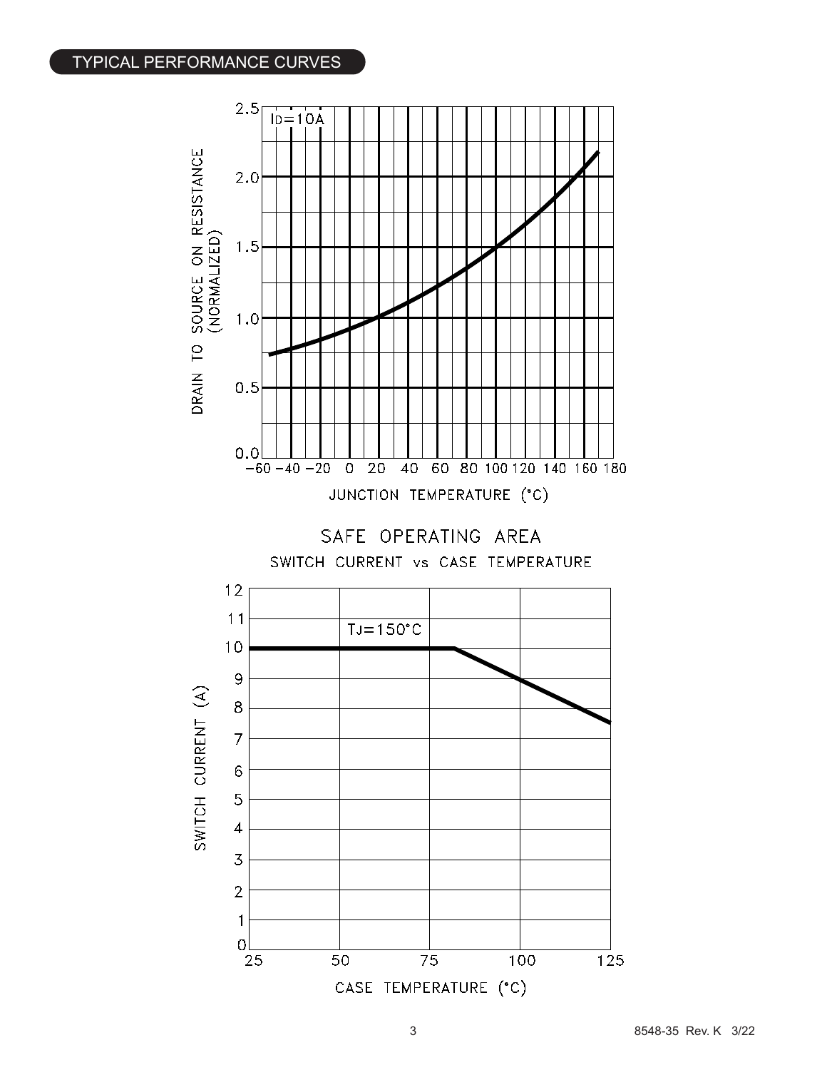## TYPICAL PERFORMANCE CURVES

$I_D$=10A

DRAIN TO SOURCE ON RESISTANCE (NORMALIZED)

JUNCTION TEMPERATURE (°C)

SAFE OPERATING AREA

SWITCH CURRENT vs CASE TEMPERATURE

TJ=150°C

SWITCH CURRENT (A)

CASE TEMPERATURE (°C)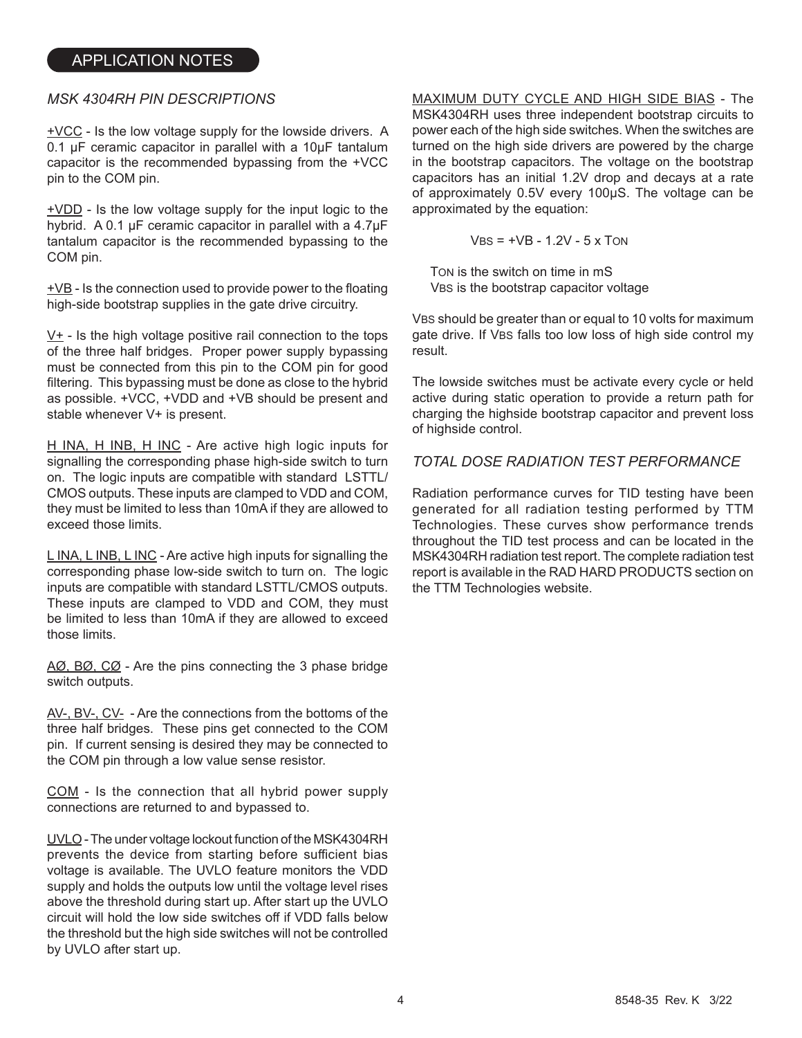## APPLICATION NOTES

### *MSK 4304RH PIN DESCRIPTIONS*

+VCC - Is the low voltage supply for the lowside drivers. A 0.1 µF ceramic capacitor in parallel with a 10µF tantalum capacitor is the recommended bypassing from the +VCC pin to the COM pin.

+VDD - Is the low voltage supply for the input logic to the hybrid. A 0.1 µF ceramic capacitor in parallel with a 4.7µF tantalum capacitor is the recommended bypassing to the COM pin.

+VB - Is the connection used to provide power to the floating high-side bootstrap supplies in the gate drive circuitry.

V+ - Is the high voltage positive rail connection to the tops of the three half bridges. Proper power supply bypassing must be connected from this pin to the COM pin for good filtering. This bypassing must be done as close to the hybrid as possible. +VCC, +VDD and +VB should be present and stable whenever V+ is present.

H INA, H INB, H INC - Are active high logic inputs for signalling the corresponding phase high-side switch to turn on. The logic inputs are compatible with standard LSTTL/CMOS outputs. These inputs are clamped to VDD and COM, they must be limited to less than 10mA if they are allowed to exceed those limits.

L INA, L INB, L INC - Are active high inputs for signalling the corresponding phase low-side switch to turn on. The logic inputs are compatible with standard LSTTL/CMOS outputs. These inputs are clamped to VDD and COM, they must be limited to less than 10mA if they are allowed to exceed those limits.

AØ, BØ, CØ - Are the pins connecting the 3 phase bridge switch outputs.

AV-, BV-, CV- - Are the connections from the bottoms of the three half bridges. These pins get connected to the COM pin. If current sensing is desired they may be connected to the COM pin through a low value sense resistor.

COM - Is the connection that all hybrid power supply connections are returned to and bypassed to.

UVLO - The under voltage lockout function of the MSK4304RH prevents the device from starting before sufficient bias voltage is available. The UVLO feature monitors the VDD supply and holds the outputs low until the voltage level rises above the threshold during start up. After start up the UVLO circuit will hold the low side switches off if VDD falls below the threshold but the high side switches will not be controlled by UVLO after start up.

MAXIMUM DUTY CYCLE AND HIGH SIDE BIAS - The MSK4304RH uses three independent bootstrap circuits to power each of the high side switches. When the switches are turned on the high side drivers are powered by the charge in the bootstrap capacitors. The voltage on the bootstrap capacitors has an initial 1.2V drop and decays at a rate of approximately 0.5V every 100µS. The voltage can be approximated by the equation:

$$V_{BS} = +VB - 1.2V - 5 \times T_{ON}$$

$T_{ON}$ is the switch on time in mS
$V_{BS}$ is the bootstrap capacitor voltage

$V_{BS}$ should be greater than or equal to 10 volts for maximum gate drive. If $V_{BS}$ falls too low loss of high side control my result.

The lowside switches must be activate every cycle or held active during static operation to provide a return path for charging the highside bootstrap capacitor and prevent loss of highside control.

### *TOTAL DOSE RADIATION TEST PERFORMANCE*

Radiation performance curves for TID testing have been generated for all radiation testing performed by TTM Technologies. These curves show performance trends throughout the TID test process and can be located in the MSK4304RH radiation test report. The complete radiation test report is available in the RAD HARD PRODUCTS section on the TTM Technologies website.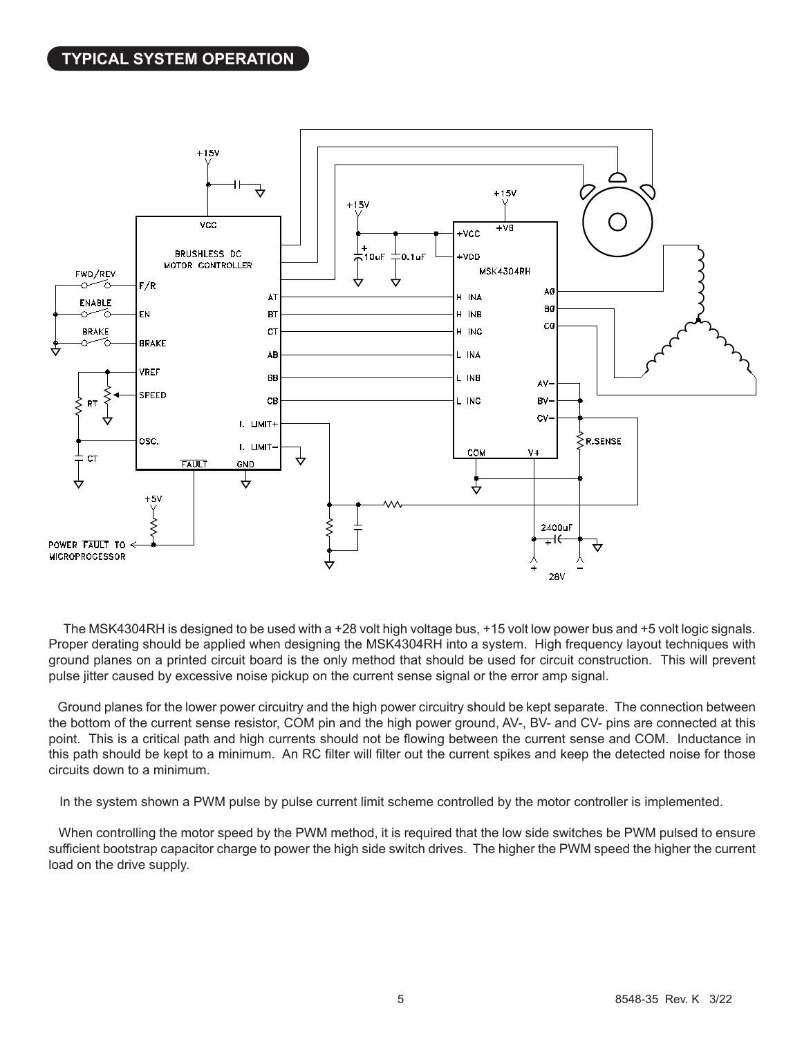## TYPICAL SYSTEM OPERATION

The MSK4304RH is designed to be used with a +28 volt high voltage bus, +15 volt low power bus and +5 volt logic signals. Proper derating should be applied when designing the MSK4304RH into a system. High frequency layout techniques with ground planes on a printed circuit board is the only method that should be used for circuit construction. This will prevent pulse jitter caused by excessive noise pickup on the current sense signal or the error amp signal.

Ground planes for the lower power circuitry and the high power circuitry should be kept separate. The connection between the bottom of the current sense resistor, COM pin and the high power ground, AV-, BV- and CV- pins are connected at this point. This is a critical path and high currents should not be flowing between the current sense and COM. Inductance in this path should be kept to a minimum. An RC filter will filter out the current spikes and keep the detected noise for those circuits down to a minimum.

In the system shown a PWM pulse by pulse current limit scheme controlled by the motor controller is implemented.

When controlling the motor speed by the PWM method, it is required that the low side switches be PWM pulsed to ensure sufficient bootstrap capacitor charge to power the high side switch drives. The higher the PWM speed the higher the current load on the drive supply.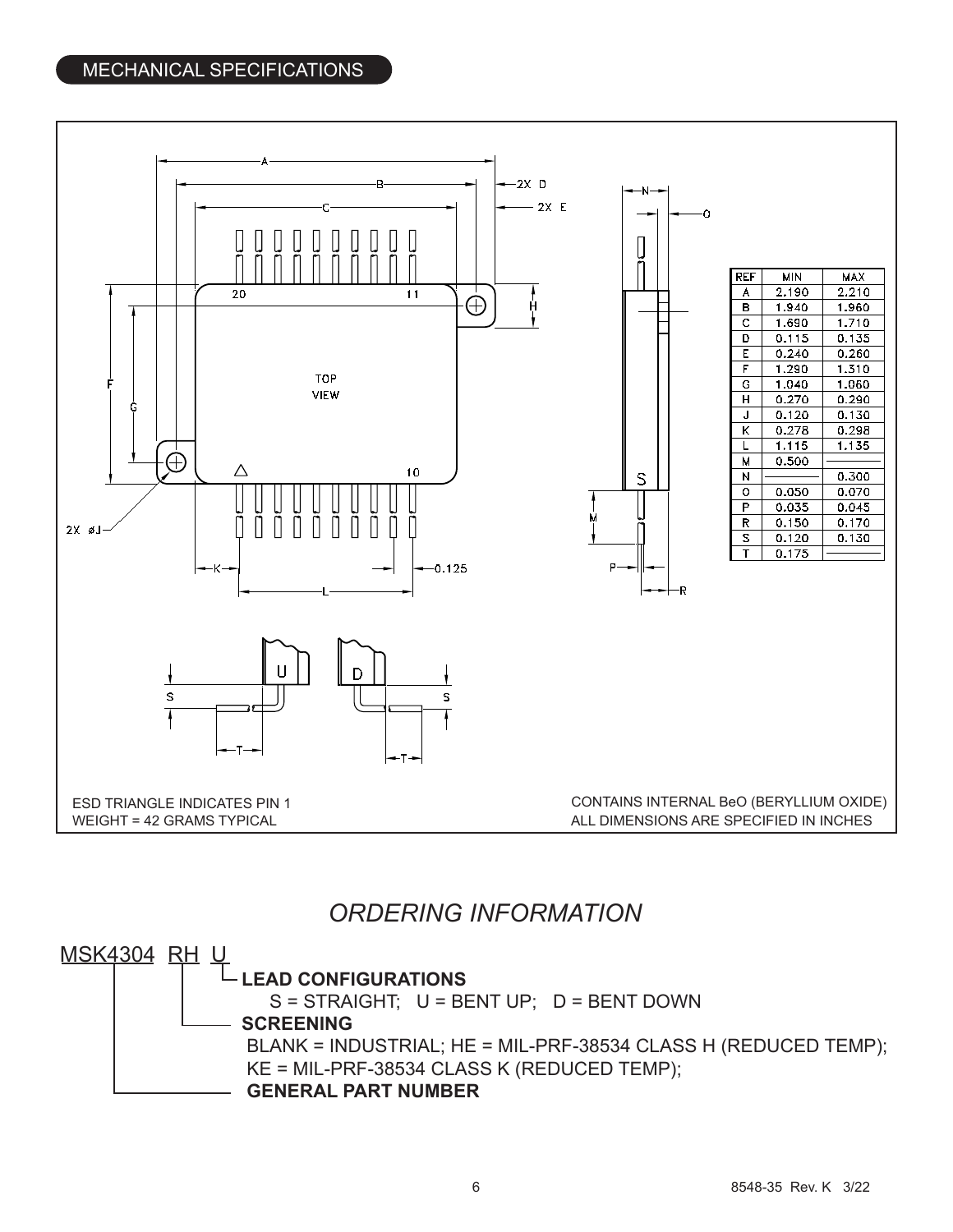## MECHANICAL SPECIFICATIONS

| REF | MIN | MAX |
|---|---|---|
| A | 2.190 | 2.210 |
| B | 1.940 | 1.960 |
| C | 1.690 | 1.710 |
| D | 0.115 | 0.135 |
| E | 0.240 | 0.260 |
| F | 1.290 | 1.310 |
| G | 1.040 | 1.060 |
| H | 0.270 | 0.290 |
| J | 0.120 | 0.130 |
| K | 0.278 | 0.298 |
| L | 1.115 | 1.135 |
| M | 0.500 | |
| N | | 0.300 |
| O | 0.050 | 0.070 |
| P | 0.035 | 0.045 |
| R | 0.150 | 0.170 |
| S | 0.120 | 0.130 |
| T | 0.175 | |

ESD TRIANGLE INDICATES PIN 1
WEIGHT = 42 GRAMS TYPICAL

CONTAINS INTERNAL BeO (BERYLLIUM OXIDE)
ALL DIMENSIONS ARE SPECIFIED IN INCHES

## *ORDERING INFORMATION*

MSK4304 RH U

**LEAD CONFIGURATIONS**
S = STRAIGHT; U = BENT UP; D = BENT DOWN

**SCREENING**
BLANK = INDUSTRIAL; HE = MIL-PRF-38534 CLASS H (REDUCED TEMP);
KE = MIL-PRF-38534 CLASS K (REDUCED TEMP);

**GENERAL PART NUMBER**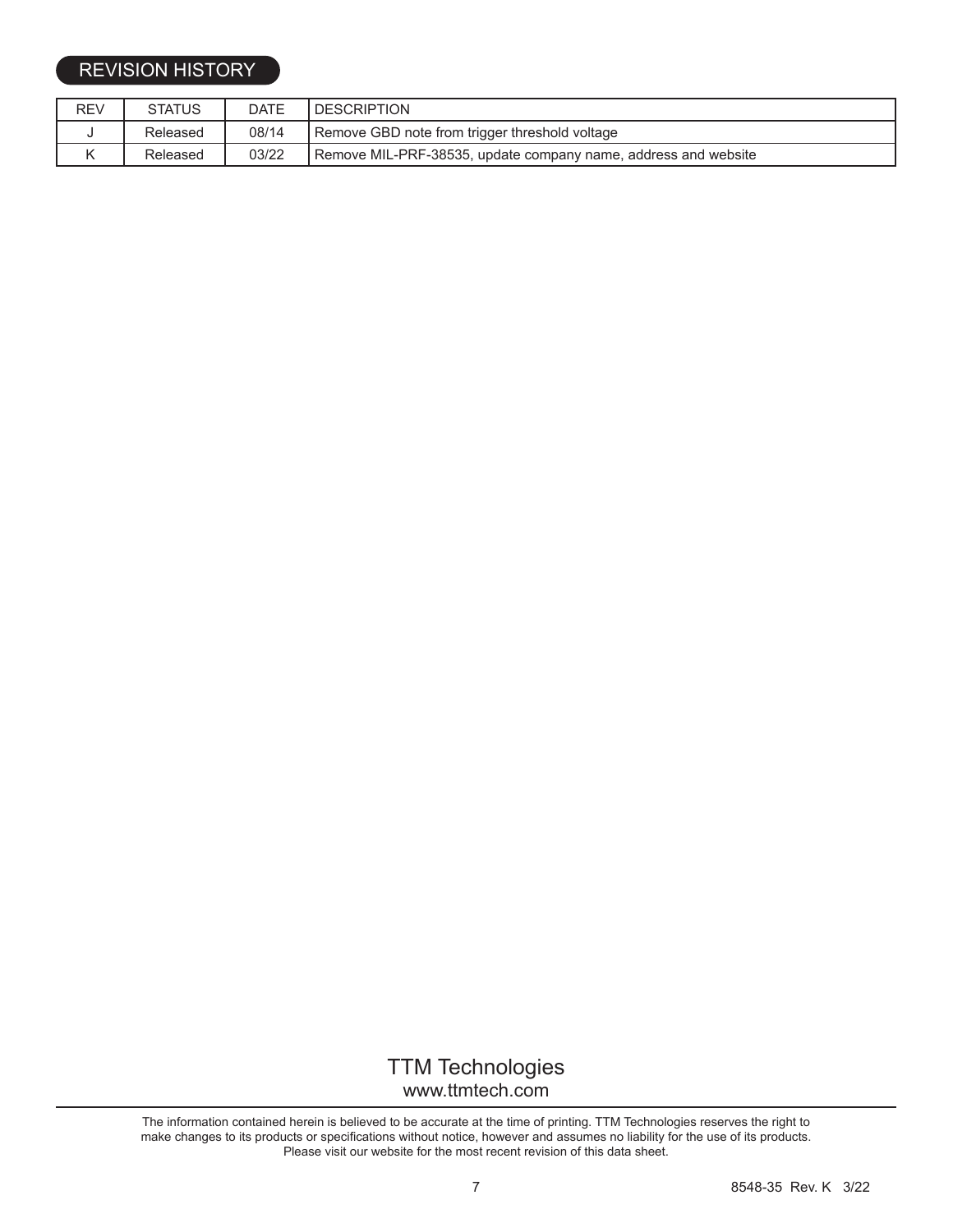## REVISION HISTORY

| REV | STATUS | DATE | DESCRIPTION |
|---|---|---|---|
| J | Released | 08/14 | Remove GBD note from trigger threshold voltage |
| K | Released | 03/22 | Remove MIL-PRF-38535, update company name, address and website |

TTM Technologies
www.ttmtech.com

The information contained herein is believed to be accurate at the time of printing. TTM Technologies reserves the right to make changes to its products or specifications without notice, however and assumes no liability for the use of its products. Please visit our website for the most recent revision of this data sheet.